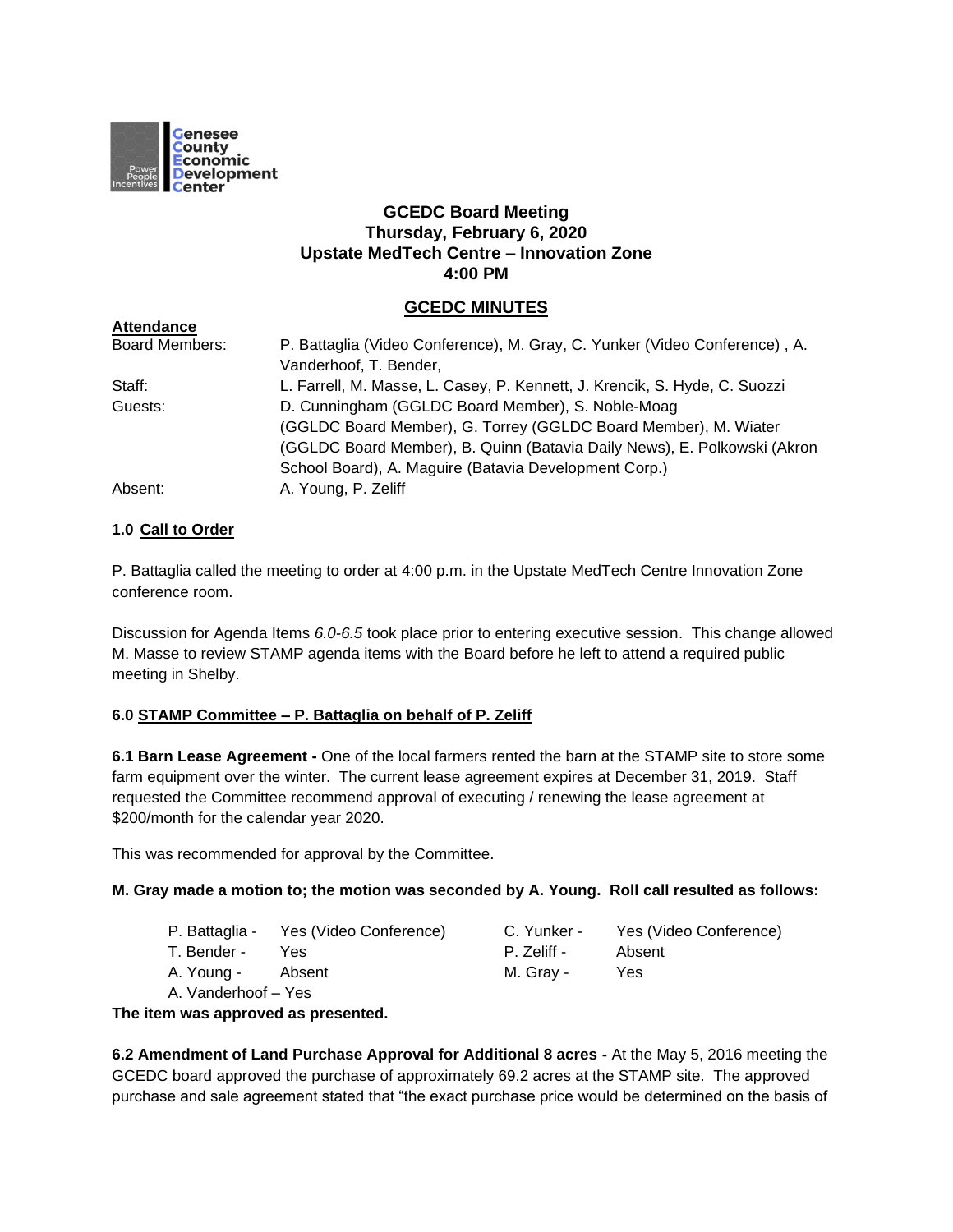Genesee County Economic Development Center

**GCEDC Board Meeting**
**Thursday, February 6, 2020**
**Upstate MedTech Centre – Innovation Zone**
**4:00 PM**

## GCEDC MINUTES

**Attendance**

| | |
|---|---|
| Board Members: | P. Battaglia (Video Conference), M. Gray, C. Yunker (Video Conference) , A. Vanderhoof, T. Bender, |
| Staff: | L. Farrell, M. Masse, L. Casey, P. Kennett, J. Krencik, S. Hyde, C. Suozzi |
| Guests: | D. Cunningham (GGLDC Board Member), S. Noble-Moag (GGLDC Board Member), G. Torrey (GGLDC Board Member), M. Wiater (GGLDC Board Member), B. Quinn (Batavia Daily News), E. Polkowski (Akron School Board), A. Maguire (Batavia Development Corp.) |
| Absent: | A. Young, P. Zeliff |

### 1.0 Call to Order

P. Battaglia called the meeting to order at 4:00 p.m. in the Upstate MedTech Centre Innovation Zone conference room.

Discussion for Agenda Items *6.0-6.5* took place prior to entering executive session. This change allowed M. Masse to review STAMP agenda items with the Board before he left to attend a required public meeting in Shelby.

### 6.0 STAMP Committee – P. Battaglia on behalf of P. Zeliff

**6.1 Barn Lease Agreement -** One of the local farmers rented the barn at the STAMP site to store some farm equipment over the winter. The current lease agreement expires at December 31, 2019. Staff requested the Committee recommend approval of executing / renewing the lease agreement at $200/month for the calendar year 2020.

This was recommended for approval by the Committee.

**M. Gray made a motion to; the motion was seconded by A. Young. Roll call resulted as follows:**

| | | | |
|---|---|---|---|
| P. Battaglia - | Yes (Video Conference) | C. Yunker - | Yes (Video Conference) |
| T. Bender - | Yes | P. Zeliff - | Absent |
| A. Young - | Absent | M. Gray - | Yes |
| A. Vanderhoof – Yes | | | |

**The item was approved as presented.**

**6.2 Amendment of Land Purchase Approval for Additional 8 acres -** At the May 5, 2016 meeting the GCEDC board approved the purchase of approximately 69.2 acres at the STAMP site. The approved purchase and sale agreement stated that "the exact purchase price would be determined on the basis of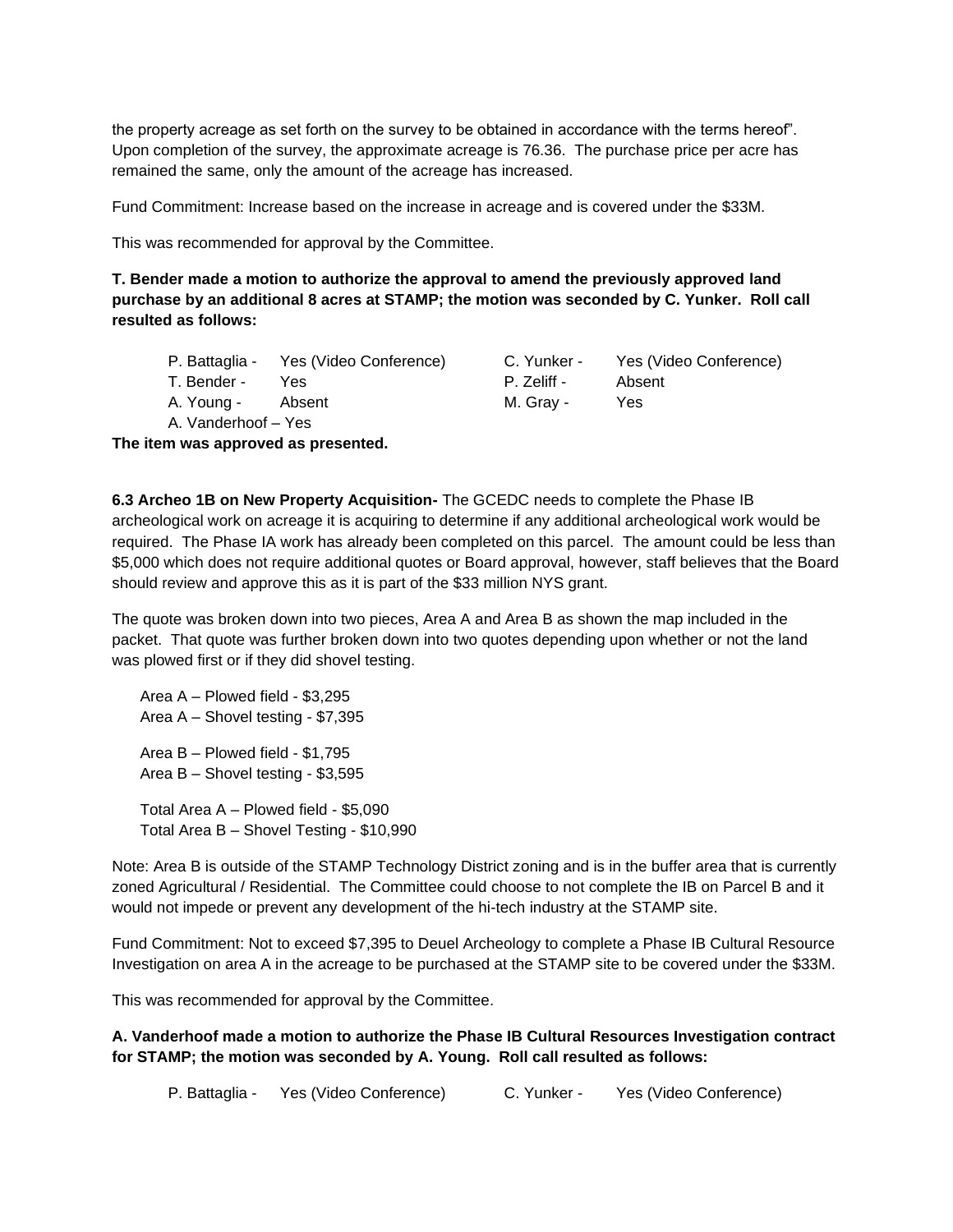the property acreage as set forth on the survey to be obtained in accordance with the terms hereof". Upon completion of the survey, the approximate acreage is 76.36. The purchase price per acre has remained the same, only the amount of the acreage has increased.

Fund Commitment: Increase based on the increase in acreage and is covered under the $33M.

This was recommended for approval by the Committee.

**T. Bender made a motion to authorize the approval to amend the previously approved land purchase by an additional 8 acres at STAMP; the motion was seconded by C. Yunker. Roll call resulted as follows:**

| | | | |
|---|---|---|---|
| P. Battaglia - | Yes (Video Conference) | C. Yunker - | Yes (Video Conference) |
| T. Bender - | Yes | P. Zeliff - | Absent |
| A. Young - | Absent | M. Gray - | Yes |
| A. Vanderhoof – Yes | | | |

**The item was approved as presented.**

**6.3 Archeo 1B on New Property Acquisition-** The GCEDC needs to complete the Phase IB archeological work on acreage it is acquiring to determine if any additional archeological work would be required. The Phase IA work has already been completed on this parcel. The amount could be less than $5,000 which does not require additional quotes or Board approval, however, staff believes that the Board should review and approve this as it is part of the $33 million NYS grant.

The quote was broken down into two pieces, Area A and Area B as shown the map included in the packet. That quote was further broken down into two quotes depending upon whether or not the land was plowed first or if they did shovel testing.

Area A – Plowed field - $3,295
Area A – Shovel testing - $7,395

Area B – Plowed field - $1,795
Area B – Shovel testing - $3,595

Total Area A – Plowed field - $5,090
Total Area B – Shovel Testing - $10,990

Note: Area B is outside of the STAMP Technology District zoning and is in the buffer area that is currently zoned Agricultural / Residential. The Committee could choose to not complete the IB on Parcel B and it would not impede or prevent any development of the hi-tech industry at the STAMP site.

Fund Commitment: Not to exceed $7,395 to Deuel Archeology to complete a Phase IB Cultural Resource Investigation on area A in the acreage to be purchased at the STAMP site to be covered under the $33M.

This was recommended for approval by the Committee.

**A. Vanderhoof made a motion to authorize the Phase IB Cultural Resources Investigation contract for STAMP; the motion was seconded by A. Young. Roll call resulted as follows:**

| | | | |
|---|---|---|---|
| P. Battaglia - | Yes (Video Conference) | C. Yunker - | Yes (Video Conference) |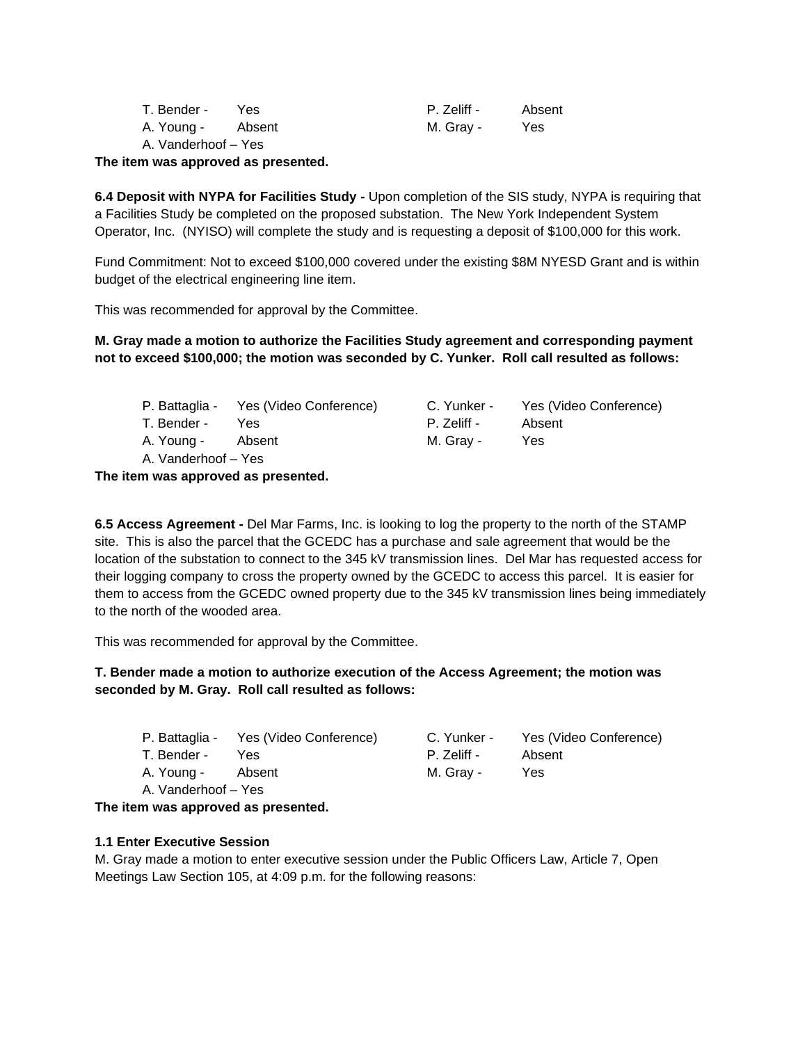| | | | |
|---|---|---|---|
| T. Bender - | Yes | P. Zeliff - | Absent |
| A. Young - | Absent | M. Gray - | Yes |
| A. Vanderhoof – Yes | | | |

**The item was approved as presented.**

**6.4 Deposit with NYPA for Facilities Study -** Upon completion of the SIS study, NYPA is requiring that a Facilities Study be completed on the proposed substation. The New York Independent System Operator, Inc. (NYISO) will complete the study and is requesting a deposit of $100,000 for this work.

Fund Commitment: Not to exceed $100,000 covered under the existing $8M NYESD Grant and is within budget of the electrical engineering line item.

This was recommended for approval by the Committee.

**M. Gray made a motion to authorize the Facilities Study agreement and corresponding payment not to exceed $100,000; the motion was seconded by C. Yunker. Roll call resulted as follows:**

| | | | |
|---|---|---|---|
| P. Battaglia - | Yes (Video Conference) | C. Yunker - | Yes (Video Conference) |
| T. Bender - | Yes | P. Zeliff - | Absent |
| A. Young - | Absent | M. Gray - | Yes |
| A. Vanderhoof – Yes | | | |

**The item was approved as presented.**

**6.5 Access Agreement -** Del Mar Farms, Inc. is looking to log the property to the north of the STAMP site. This is also the parcel that the GCEDC has a purchase and sale agreement that would be the location of the substation to connect to the 345 kV transmission lines. Del Mar has requested access for their logging company to cross the property owned by the GCEDC to access this parcel. It is easier for them to access from the GCEDC owned property due to the 345 kV transmission lines being immediately to the north of the wooded area.

This was recommended for approval by the Committee.

**T. Bender made a motion to authorize execution of the Access Agreement; the motion was seconded by M. Gray. Roll call resulted as follows:**

| | | | |
|---|---|---|---|
| P. Battaglia - | Yes (Video Conference) | C. Yunker - | Yes (Video Conference) |
| T. Bender - | Yes | P. Zeliff - | Absent |
| A. Young - | Absent | M. Gray - | Yes |
| A. Vanderhoof – Yes | | | |

**The item was approved as presented.**

**1.1 Enter Executive Session**

M. Gray made a motion to enter executive session under the Public Officers Law, Article 7, Open Meetings Law Section 105, at 4:09 p.m. for the following reasons: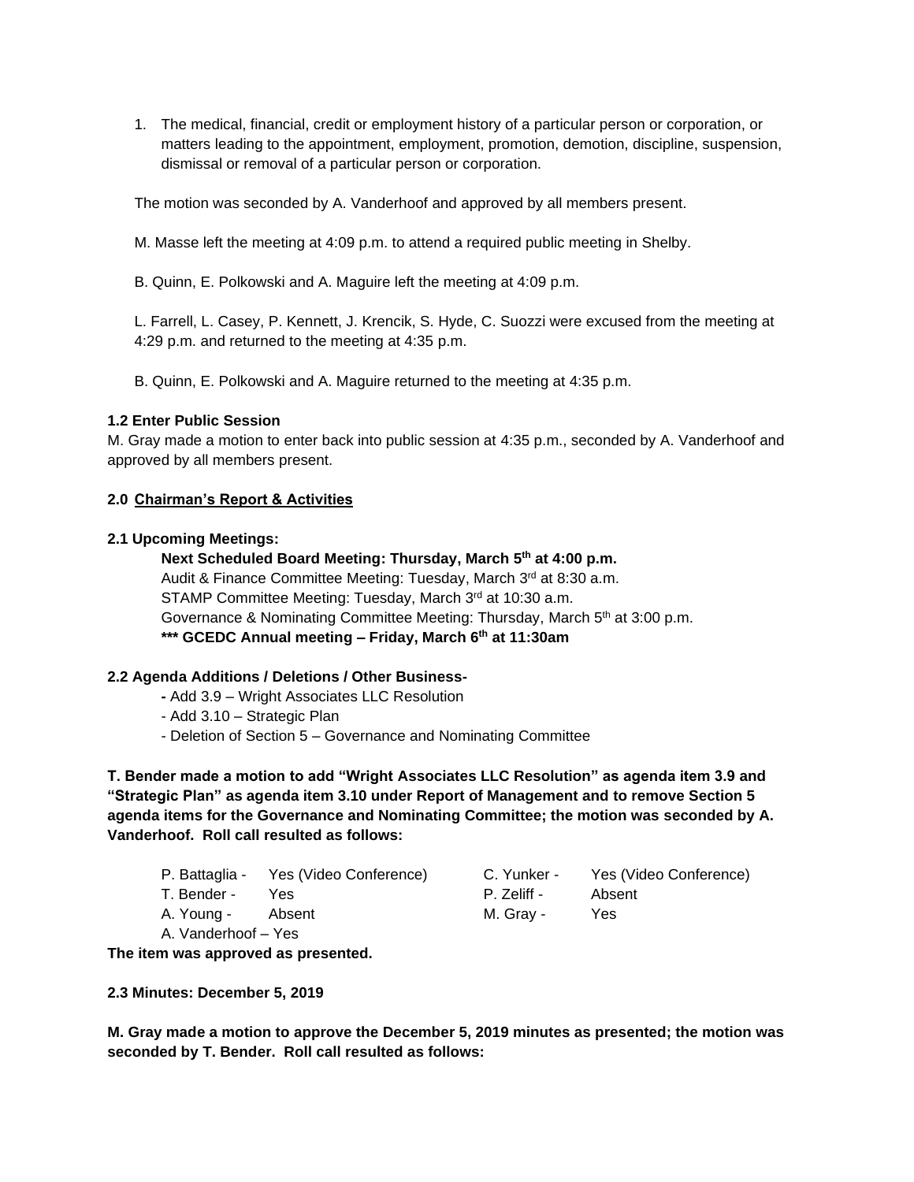1. The medical, financial, credit or employment history of a particular person or corporation, or matters leading to the appointment, employment, promotion, demotion, discipline, suspension, dismissal or removal of a particular person or corporation.

The motion was seconded by A. Vanderhoof and approved by all members present.

M. Masse left the meeting at 4:09 p.m. to attend a required public meeting in Shelby.

B. Quinn, E. Polkowski and A. Maguire left the meeting at 4:09 p.m.

L. Farrell, L. Casey, P. Kennett, J. Krencik, S. Hyde, C. Suozzi were excused from the meeting at 4:29 p.m. and returned to the meeting at 4:35 p.m.

B. Quinn, E. Polkowski and A. Maguire returned to the meeting at 4:35 p.m.

**1.2 Enter Public Session**

M. Gray made a motion to enter back into public session at 4:35 p.m., seconded by A. Vanderhoof and approved by all members present.

**2.0 Chairman's Report & Activities**

**2.1 Upcoming Meetings:**

**Next Scheduled Board Meeting: Thursday, March 5th at 4:00 p.m.**
Audit & Finance Committee Meeting: Tuesday, March 3rd at 8:30 a.m.
STAMP Committee Meeting: Tuesday, March 3rd at 10:30 a.m.
Governance & Nominating Committee Meeting: Thursday, March 5th at 3:00 p.m.
**\*\*\* GCEDC Annual meeting – Friday, March 6th at 11:30am**

**2.2 Agenda Additions / Deletions / Other Business-**

- Add 3.9 – Wright Associates LLC Resolution
- Add 3.10 – Strategic Plan
- Deletion of Section 5 – Governance and Nominating Committee

**T. Bender made a motion to add "Wright Associates LLC Resolution" as agenda item 3.9 and "Strategic Plan" as agenda item 3.10 under Report of Management and to remove Section 5 agenda items for the Governance and Nominating Committee; the motion was seconded by A. Vanderhoof. Roll call resulted as follows:**

| | | | |
|---|---|---|---|
| P. Battaglia - | Yes (Video Conference) | C. Yunker - | Yes (Video Conference) |
| T. Bender - | Yes | P. Zeliff - | Absent |
| A. Young - | Absent | M. Gray - | Yes |
| A. Vanderhoof – Yes | | | |

**The item was approved as presented.**

**2.3 Minutes: December 5, 2019**

**M. Gray made a motion to approve the December 5, 2019 minutes as presented; the motion was seconded by T. Bender. Roll call resulted as follows:**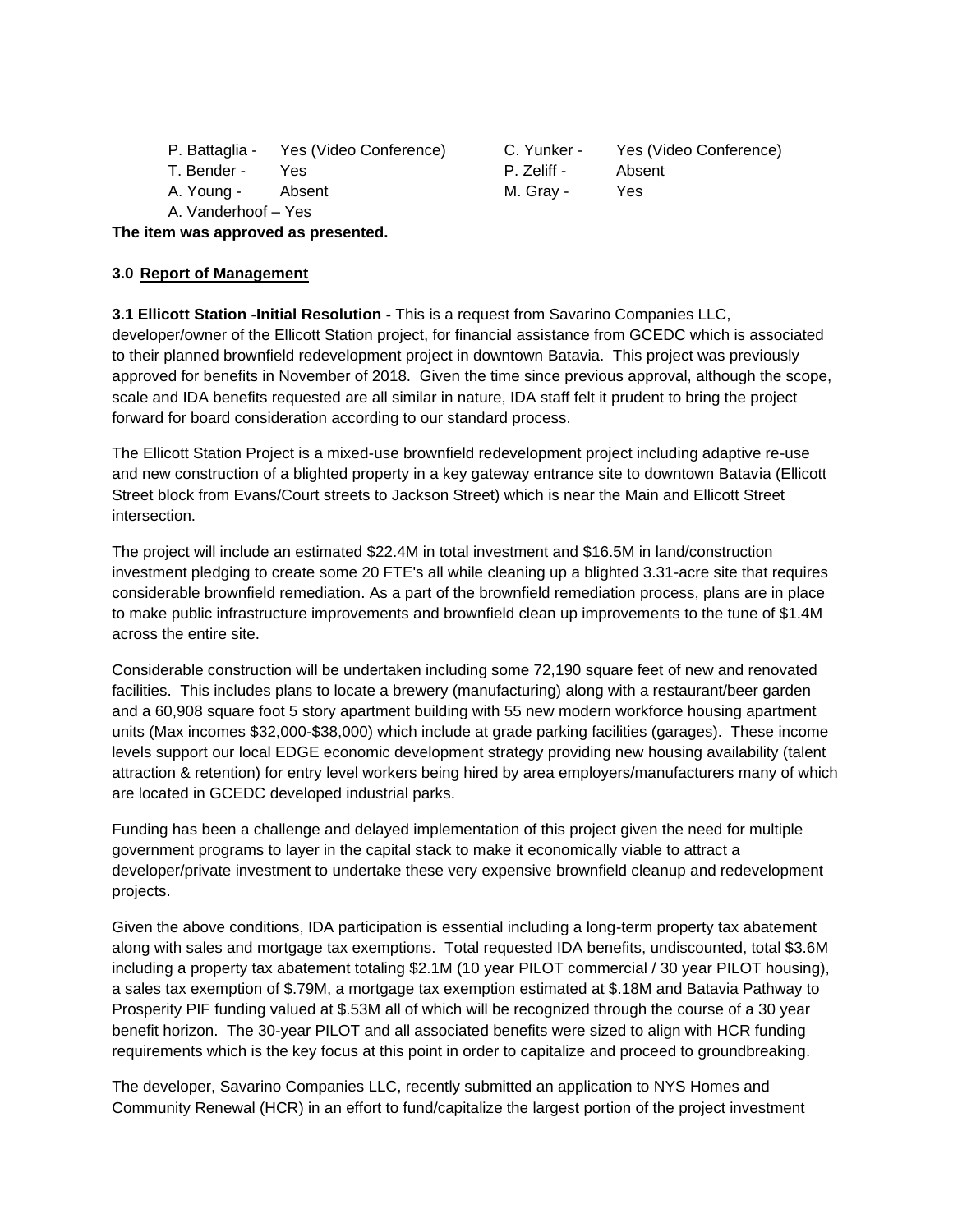P. Battaglia - Yes (Video Conference)  
T. Bender - Yes  
A. Young - Absent  
A. Vanderhoof – Yes  
C. Yunker - Yes (Video Conference)  
P. Zeliff - Absent  
M. Gray - Yes

**The item was approved as presented.**

### 3.0 Report of Management

**3.1 Ellicott Station -Initial Resolution -** This is a request from Savarino Companies LLC, developer/owner of the Ellicott Station project, for financial assistance from GCEDC which is associated to their planned brownfield redevelopment project in downtown Batavia. This project was previously approved for benefits in November of 2018. Given the time since previous approval, although the scope, scale and IDA benefits requested are all similar in nature, IDA staff felt it prudent to bring the project forward for board consideration according to our standard process.

The Ellicott Station Project is a mixed-use brownfield redevelopment project including adaptive re-use and new construction of a blighted property in a key gateway entrance site to downtown Batavia (Ellicott Street block from Evans/Court streets to Jackson Street) which is near the Main and Ellicott Street intersection.

The project will include an estimated $22.4M in total investment and $16.5M in land/construction investment pledging to create some 20 FTE's all while cleaning up a blighted 3.31-acre site that requires considerable brownfield remediation. As a part of the brownfield remediation process, plans are in place to make public infrastructure improvements and brownfield clean up improvements to the tune of $1.4M across the entire site.

Considerable construction will be undertaken including some 72,190 square feet of new and renovated facilities. This includes plans to locate a brewery (manufacturing) along with a restaurant/beer garden and a 60,908 square foot 5 story apartment building with 55 new modern workforce housing apartment units (Max incomes $32,000-$38,000) which include at grade parking facilities (garages). These income levels support our local EDGE economic development strategy providing new housing availability (talent attraction & retention) for entry level workers being hired by area employers/manufacturers many of which are located in GCEDC developed industrial parks.

Funding has been a challenge and delayed implementation of this project given the need for multiple government programs to layer in the capital stack to make it economically viable to attract a developer/private investment to undertake these very expensive brownfield cleanup and redevelopment projects.

Given the above conditions, IDA participation is essential including a long-term property tax abatement along with sales and mortgage tax exemptions. Total requested IDA benefits, undiscounted, total $3.6M including a property tax abatement totaling $2.1M (10 year PILOT commercial / 30 year PILOT housing), a sales tax exemption of $.79M, a mortgage tax exemption estimated at $.18M and Batavia Pathway to Prosperity PIF funding valued at $.53M all of which will be recognized through the course of a 30 year benefit horizon. The 30-year PILOT and all associated benefits were sized to align with HCR funding requirements which is the key focus at this point in order to capitalize and proceed to groundbreaking.

The developer, Savarino Companies LLC, recently submitted an application to NYS Homes and Community Renewal (HCR) in an effort to fund/capitalize the largest portion of the project investment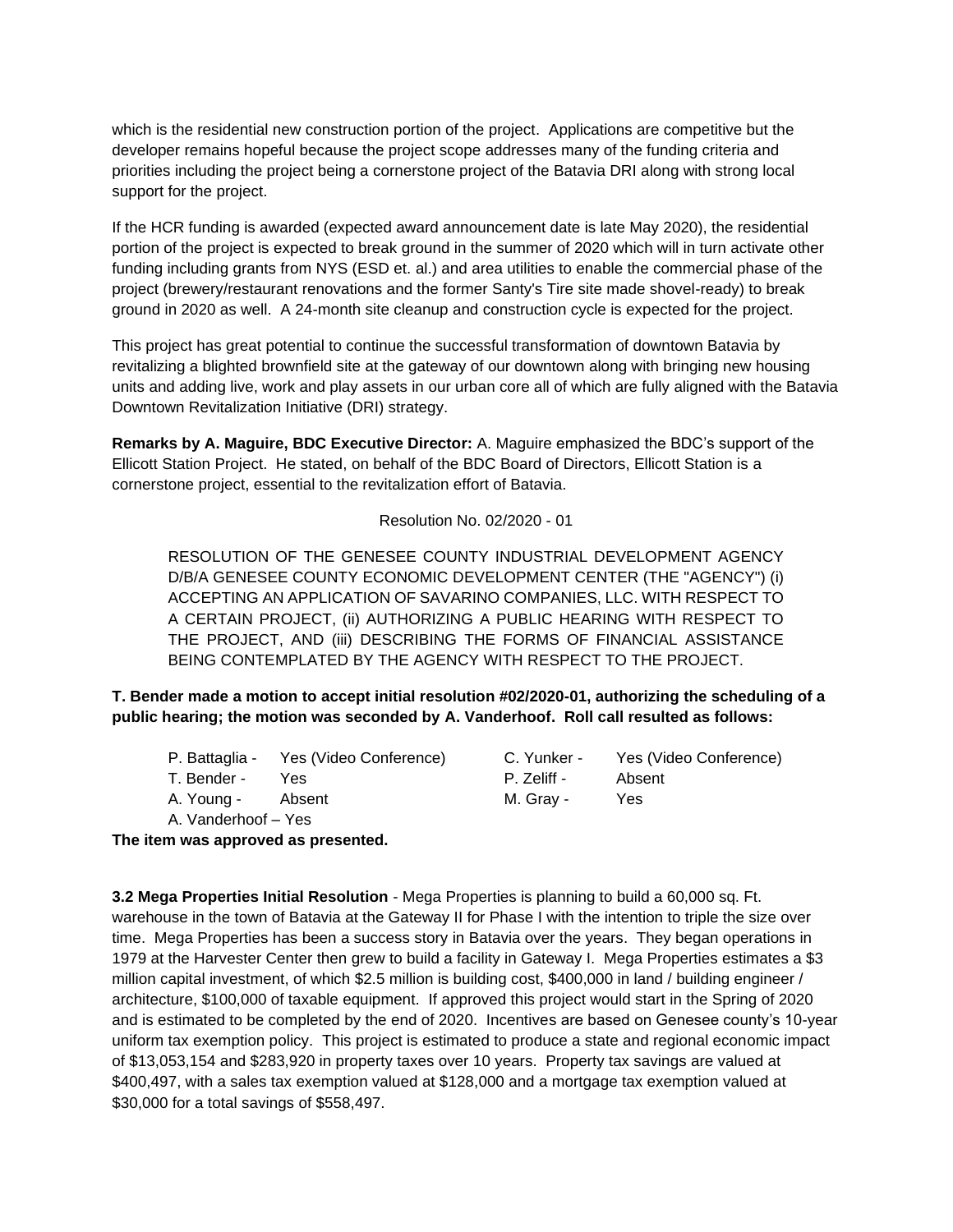which is the residential new construction portion of the project. Applications are competitive but the developer remains hopeful because the project scope addresses many of the funding criteria and priorities including the project being a cornerstone project of the Batavia DRI along with strong local support for the project.

If the HCR funding is awarded (expected award announcement date is late May 2020), the residential portion of the project is expected to break ground in the summer of 2020 which will in turn activate other funding including grants from NYS (ESD et. al.) and area utilities to enable the commercial phase of the project (brewery/restaurant renovations and the former Santy's Tire site made shovel-ready) to break ground in 2020 as well. A 24-month site cleanup and construction cycle is expected for the project.

This project has great potential to continue the successful transformation of downtown Batavia by revitalizing a blighted brownfield site at the gateway of our downtown along with bringing new housing units and adding live, work and play assets in our urban core all of which are fully aligned with the Batavia Downtown Revitalization Initiative (DRI) strategy.

**Remarks by A. Maguire, BDC Executive Director:** A. Maguire emphasized the BDC's support of the Ellicott Station Project. He stated, on behalf of the BDC Board of Directors, Ellicott Station is a cornerstone project, essential to the revitalization effort of Batavia.

Resolution No. 02/2020 - 01

> RESOLUTION OF THE GENESEE COUNTY INDUSTRIAL DEVELOPMENT AGENCY D/B/A GENESEE COUNTY ECONOMIC DEVELOPMENT CENTER (THE "AGENCY") (i) ACCEPTING AN APPLICATION OF SAVARINO COMPANIES, LLC. WITH RESPECT TO A CERTAIN PROJECT, (ii) AUTHORIZING A PUBLIC HEARING WITH RESPECT TO THE PROJECT, AND (iii) DESCRIBING THE FORMS OF FINANCIAL ASSISTANCE BEING CONTEMPLATED BY THE AGENCY WITH RESPECT TO THE PROJECT.

**T. Bender made a motion to accept initial resolution #02/2020-01, authorizing the scheduling of a public hearing; the motion was seconded by A. Vanderhoof. Roll call resulted as follows:**

| | | | |
|---|---|---|---|
| P. Battaglia - | Yes (Video Conference) | C. Yunker - | Yes (Video Conference) |
| T. Bender - | Yes | P. Zeliff - | Absent |
| A. Young - | Absent | M. Gray - | Yes |
| A. Vanderhoof – Yes | | | |

**The item was approved as presented.**

**3.2 Mega Properties Initial Resolution** - Mega Properties is planning to build a 60,000 sq. Ft. warehouse in the town of Batavia at the Gateway II for Phase I with the intention to triple the size over time. Mega Properties has been a success story in Batavia over the years. They began operations in 1979 at the Harvester Center then grew to build a facility in Gateway I. Mega Properties estimates a $3 million capital investment, of which $2.5 million is building cost, $400,000 in land / building engineer / architecture, $100,000 of taxable equipment. If approved this project would start in the Spring of 2020 and is estimated to be completed by the end of 2020. Incentives are based on Genesee county's 10-year uniform tax exemption policy. This project is estimated to produce a state and regional economic impact of $13,053,154 and $283,920 in property taxes over 10 years. Property tax savings are valued at $400,497, with a sales tax exemption valued at $128,000 and a mortgage tax exemption valued at $30,000 for a total savings of $558,497.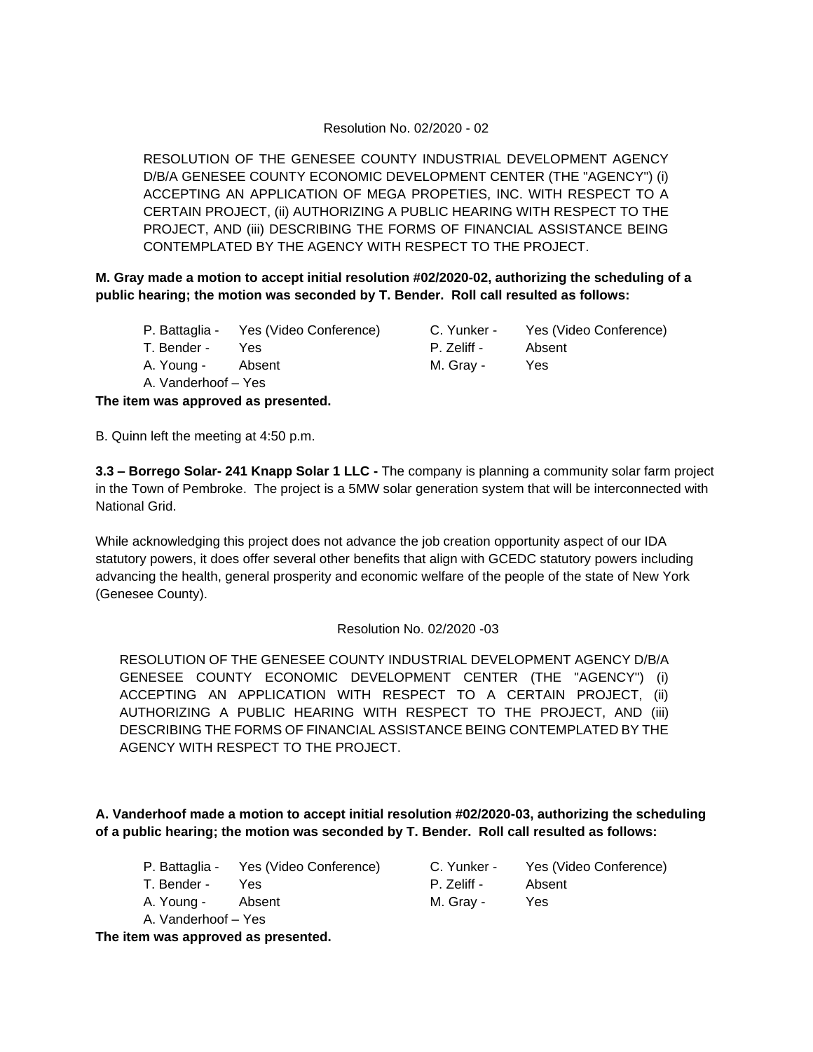Resolution No. 02/2020 - 02

RESOLUTION OF THE GENESEE COUNTY INDUSTRIAL DEVELOPMENT AGENCY D/B/A GENESEE COUNTY ECONOMIC DEVELOPMENT CENTER (THE "AGENCY") (i) ACCEPTING AN APPLICATION OF MEGA PROPETIES, INC. WITH RESPECT TO A CERTAIN PROJECT, (ii) AUTHORIZING A PUBLIC HEARING WITH RESPECT TO THE PROJECT, AND (iii) DESCRIBING THE FORMS OF FINANCIAL ASSISTANCE BEING CONTEMPLATED BY THE AGENCY WITH RESPECT TO THE PROJECT.

**M. Gray made a motion to accept initial resolution #02/2020-02, authorizing the scheduling of a public hearing; the motion was seconded by T. Bender. Roll call resulted as follows:**

P. Battaglia - Yes (Video Conference)
C. Yunker - Yes (Video Conference)
T. Bender - Yes
P. Zeliff - Absent
A. Young - Absent
M. Gray - Yes
A. Vanderhoof – Yes

**The item was approved as presented.**

B. Quinn left the meeting at 4:50 p.m.

**3.3 – Borrego Solar- 241 Knapp Solar 1 LLC -** The company is planning a community solar farm project in the Town of Pembroke. The project is a 5MW solar generation system that will be interconnected with National Grid.

While acknowledging this project does not advance the job creation opportunity aspect of our IDA statutory powers, it does offer several other benefits that align with GCEDC statutory powers including advancing the health, general prosperity and economic welfare of the people of the state of New York (Genesee County).

Resolution No. 02/2020 -03

RESOLUTION OF THE GENESEE COUNTY INDUSTRIAL DEVELOPMENT AGENCY D/B/A GENESEE COUNTY ECONOMIC DEVELOPMENT CENTER (THE "AGENCY") (i) ACCEPTING AN APPLICATION WITH RESPECT TO A CERTAIN PROJECT, (ii) AUTHORIZING A PUBLIC HEARING WITH RESPECT TO THE PROJECT, AND (iii) DESCRIBING THE FORMS OF FINANCIAL ASSISTANCE BEING CONTEMPLATED BY THE AGENCY WITH RESPECT TO THE PROJECT.

**A. Vanderhoof made a motion to accept initial resolution #02/2020-03, authorizing the scheduling of a public hearing; the motion was seconded by T. Bender. Roll call resulted as follows:**

P. Battaglia - Yes (Video Conference)
C. Yunker - Yes (Video Conference)
T. Bender - Yes
P. Zeliff - Absent
A. Young - Absent
M. Gray - Yes
A. Vanderhoof – Yes

**The item was approved as presented.**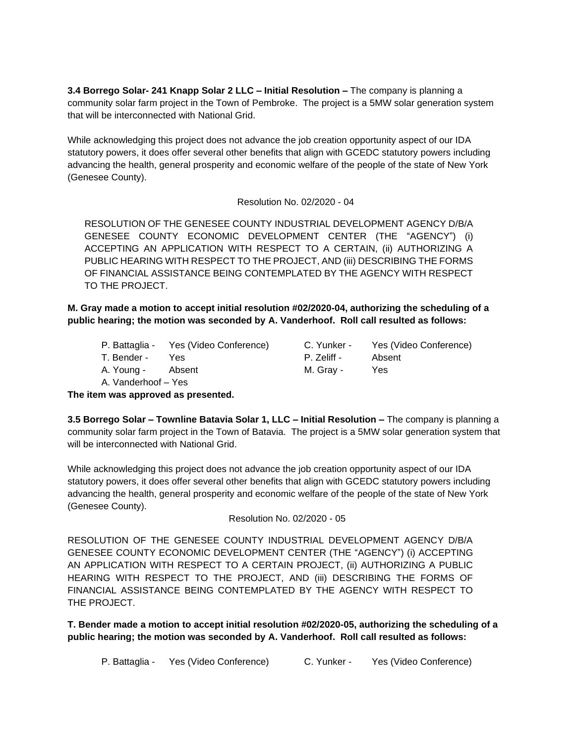**3.4 Borrego Solar- 241 Knapp Solar 2 LLC – Initial Resolution –** The company is planning a community solar farm project in the Town of Pembroke. The project is a 5MW solar generation system that will be interconnected with National Grid.

While acknowledging this project does not advance the job creation opportunity aspect of our IDA statutory powers, it does offer several other benefits that align with GCEDC statutory powers including advancing the health, general prosperity and economic welfare of the people of the state of New York (Genesee County).

Resolution No. 02/2020 - 04

RESOLUTION OF THE GENESEE COUNTY INDUSTRIAL DEVELOPMENT AGENCY D/B/A GENESEE COUNTY ECONOMIC DEVELOPMENT CENTER (THE "AGENCY") (i) ACCEPTING AN APPLICATION WITH RESPECT TO A CERTAIN, (ii) AUTHORIZING A PUBLIC HEARING WITH RESPECT TO THE PROJECT, AND (iii) DESCRIBING THE FORMS OF FINANCIAL ASSISTANCE BEING CONTEMPLATED BY THE AGENCY WITH RESPECT TO THE PROJECT.

**M. Gray made a motion to accept initial resolution #02/2020-04, authorizing the scheduling of a public hearing; the motion was seconded by A. Vanderhoof. Roll call resulted as follows:**

| | | | |
|---|---|---|---|
| P. Battaglia - | Yes (Video Conference) | C. Yunker - | Yes (Video Conference) |
| T. Bender - | Yes | P. Zeliff - | Absent |
| A. Young - | Absent | M. Gray - | Yes |
| A. Vanderhoof – Yes | | | |

**The item was approved as presented.**

**3.5 Borrego Solar – Townline Batavia Solar 1, LLC – Initial Resolution –** The company is planning a community solar farm project in the Town of Batavia. The project is a 5MW solar generation system that will be interconnected with National Grid.

While acknowledging this project does not advance the job creation opportunity aspect of our IDA statutory powers, it does offer several other benefits that align with GCEDC statutory powers including advancing the health, general prosperity and economic welfare of the people of the state of New York (Genesee County).

Resolution No. 02/2020 - 05

RESOLUTION OF THE GENESEE COUNTY INDUSTRIAL DEVELOPMENT AGENCY D/B/A GENESEE COUNTY ECONOMIC DEVELOPMENT CENTER (THE "AGENCY") (i) ACCEPTING AN APPLICATION WITH RESPECT TO A CERTAIN PROJECT, (ii) AUTHORIZING A PUBLIC HEARING WITH RESPECT TO THE PROJECT, AND (iii) DESCRIBING THE FORMS OF FINANCIAL ASSISTANCE BEING CONTEMPLATED BY THE AGENCY WITH RESPECT TO THE PROJECT.

**T. Bender made a motion to accept initial resolution #02/2020-05, authorizing the scheduling of a public hearing; the motion was seconded by A. Vanderhoof. Roll call resulted as follows:**

| | | | |
|---|---|---|---|
| P. Battaglia - | Yes (Video Conference) | C. Yunker - | Yes (Video Conference) |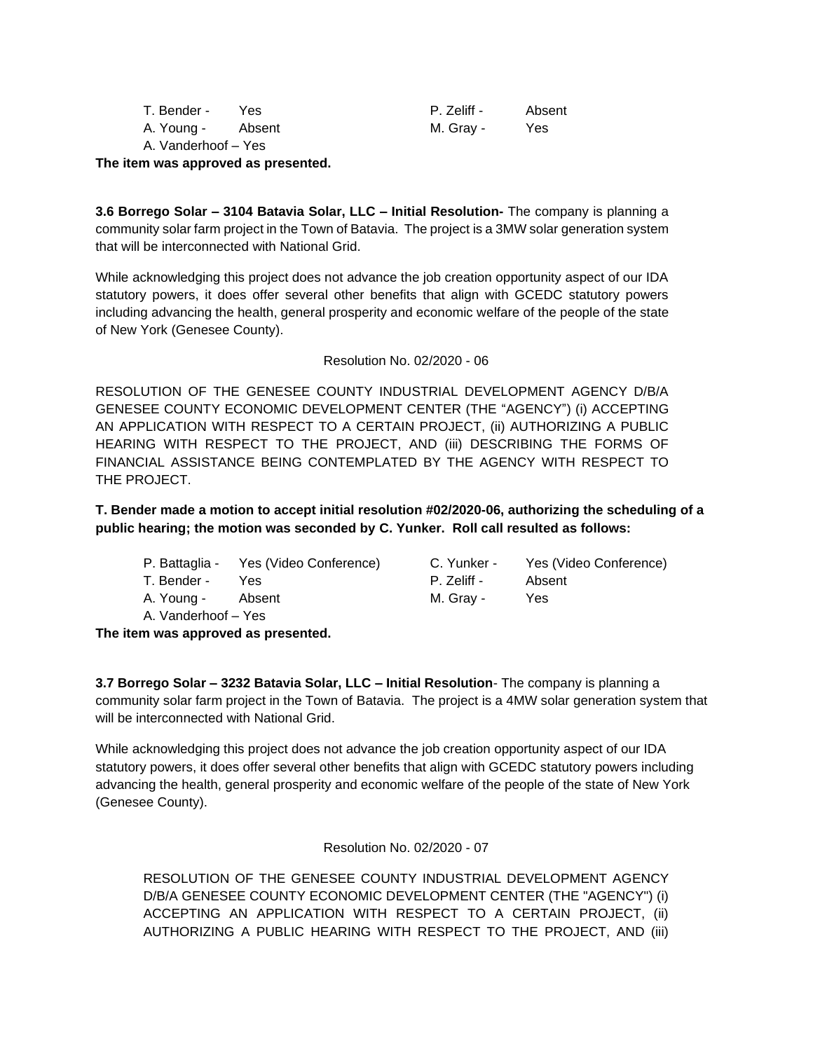| | | | |
|---|---|---|---|
| T. Bender - | Yes | P. Zeliff - | Absent |
| A. Young - | Absent | M. Gray - | Yes |
| A. Vanderhoof – Yes | | | |

**The item was approved as presented.**

**3.6 Borrego Solar – 3104 Batavia Solar, LLC – Initial Resolution-** The company is planning a community solar farm project in the Town of Batavia. The project is a 3MW solar generation system that will be interconnected with National Grid.

While acknowledging this project does not advance the job creation opportunity aspect of our IDA statutory powers, it does offer several other benefits that align with GCEDC statutory powers including advancing the health, general prosperity and economic welfare of the people of the state of New York (Genesee County).

Resolution No. 02/2020 - 06

RESOLUTION OF THE GENESEE COUNTY INDUSTRIAL DEVELOPMENT AGENCY D/B/A GENESEE COUNTY ECONOMIC DEVELOPMENT CENTER (THE "AGENCY") (i) ACCEPTING AN APPLICATION WITH RESPECT TO A CERTAIN PROJECT, (ii) AUTHORIZING A PUBLIC HEARING WITH RESPECT TO THE PROJECT, AND (iii) DESCRIBING THE FORMS OF FINANCIAL ASSISTANCE BEING CONTEMPLATED BY THE AGENCY WITH RESPECT TO THE PROJECT.

**T. Bender made a motion to accept initial resolution #02/2020-06, authorizing the scheduling of a public hearing; the motion was seconded by C. Yunker. Roll call resulted as follows:**

| | | | |
|---|---|---|---|
| P. Battaglia - | Yes (Video Conference) | C. Yunker - | Yes (Video Conference) |
| T. Bender - | Yes | P. Zeliff - | Absent |
| A. Young - | Absent | M. Gray - | Yes |
| A. Vanderhoof – Yes | | | |

**The item was approved as presented.**

**3.7 Borrego Solar – 3232 Batavia Solar, LLC – Initial Resolution**- The company is planning a community solar farm project in the Town of Batavia. The project is a 4MW solar generation system that will be interconnected with National Grid.

While acknowledging this project does not advance the job creation opportunity aspect of our IDA statutory powers, it does offer several other benefits that align with GCEDC statutory powers including advancing the health, general prosperity and economic welfare of the people of the state of New York (Genesee County).

Resolution No. 02/2020 - 07

RESOLUTION OF THE GENESEE COUNTY INDUSTRIAL DEVELOPMENT AGENCY D/B/A GENESEE COUNTY ECONOMIC DEVELOPMENT CENTER (THE "AGENCY") (i) ACCEPTING AN APPLICATION WITH RESPECT TO A CERTAIN PROJECT, (ii) AUTHORIZING A PUBLIC HEARING WITH RESPECT TO THE PROJECT, AND (iii)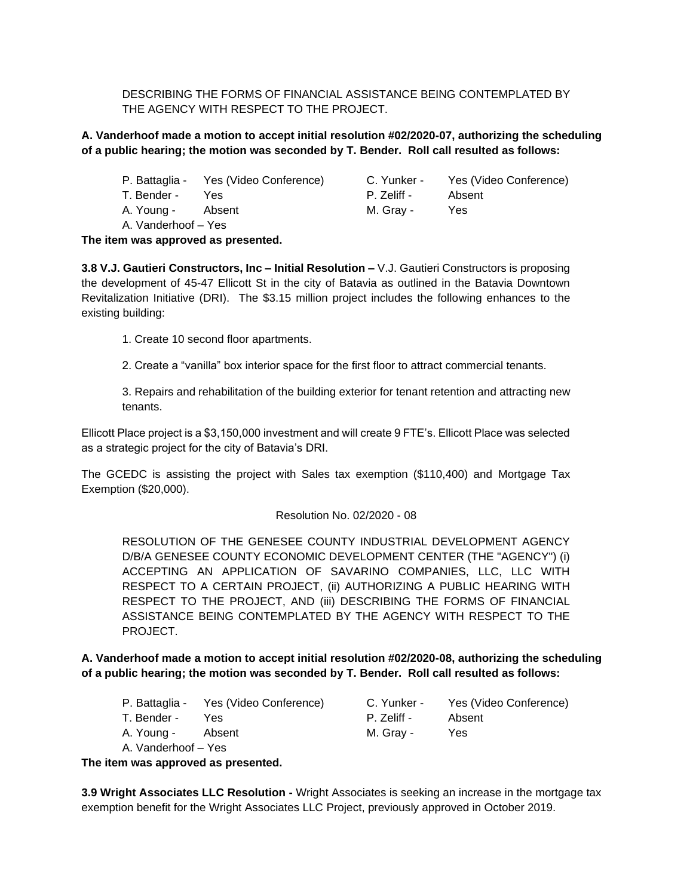DESCRIBING THE FORMS OF FINANCIAL ASSISTANCE BEING CONTEMPLATED BY THE AGENCY WITH RESPECT TO THE PROJECT.

**A. Vanderhoof made a motion to accept initial resolution #02/2020-07, authorizing the scheduling of a public hearing; the motion was seconded by T. Bender. Roll call resulted as follows:**

| | | | |
|---|---|---|---|
| P. Battaglia - | Yes (Video Conference) | C. Yunker - | Yes (Video Conference) |
| T. Bender - | Yes | P. Zeliff - | Absent |
| A. Young - | Absent | M. Gray - | Yes |
| A. Vanderhoof – Yes | | | |

**The item was approved as presented.**

**3.8 V.J. Gautieri Constructors, Inc – Initial Resolution –** V.J. Gautieri Constructors is proposing the development of 45-47 Ellicott St in the city of Batavia as outlined in the Batavia Downtown Revitalization Initiative (DRI). The $3.15 million project includes the following enhances to the existing building:

1. Create 10 second floor apartments.

2. Create a "vanilla" box interior space for the first floor to attract commercial tenants.

3. Repairs and rehabilitation of the building exterior for tenant retention and attracting new tenants.

Ellicott Place project is a $3,150,000 investment and will create 9 FTE's. Ellicott Place was selected as a strategic project for the city of Batavia's DRI.

The GCEDC is assisting the project with Sales tax exemption ($110,400) and Mortgage Tax Exemption ($20,000).

Resolution No. 02/2020 - 08

RESOLUTION OF THE GENESEE COUNTY INDUSTRIAL DEVELOPMENT AGENCY D/B/A GENESEE COUNTY ECONOMIC DEVELOPMENT CENTER (THE "AGENCY") (i) ACCEPTING AN APPLICATION OF SAVARINO COMPANIES, LLC, LLC WITH RESPECT TO A CERTAIN PROJECT, (ii) AUTHORIZING A PUBLIC HEARING WITH RESPECT TO THE PROJECT, AND (iii) DESCRIBING THE FORMS OF FINANCIAL ASSISTANCE BEING CONTEMPLATED BY THE AGENCY WITH RESPECT TO THE PROJECT.

**A. Vanderhoof made a motion to accept initial resolution #02/2020-08, authorizing the scheduling of a public hearing; the motion was seconded by T. Bender. Roll call resulted as follows:**

| | | | |
|---|---|---|---|
| P. Battaglia - | Yes (Video Conference) | C. Yunker - | Yes (Video Conference) |
| T. Bender - | Yes | P. Zeliff - | Absent |
| A. Young - | Absent | M. Gray - | Yes |
| A. Vanderhoof – Yes | | | |

**The item was approved as presented.**

**3.9 Wright Associates LLC Resolution -** Wright Associates is seeking an increase in the mortgage tax exemption benefit for the Wright Associates LLC Project, previously approved in October 2019.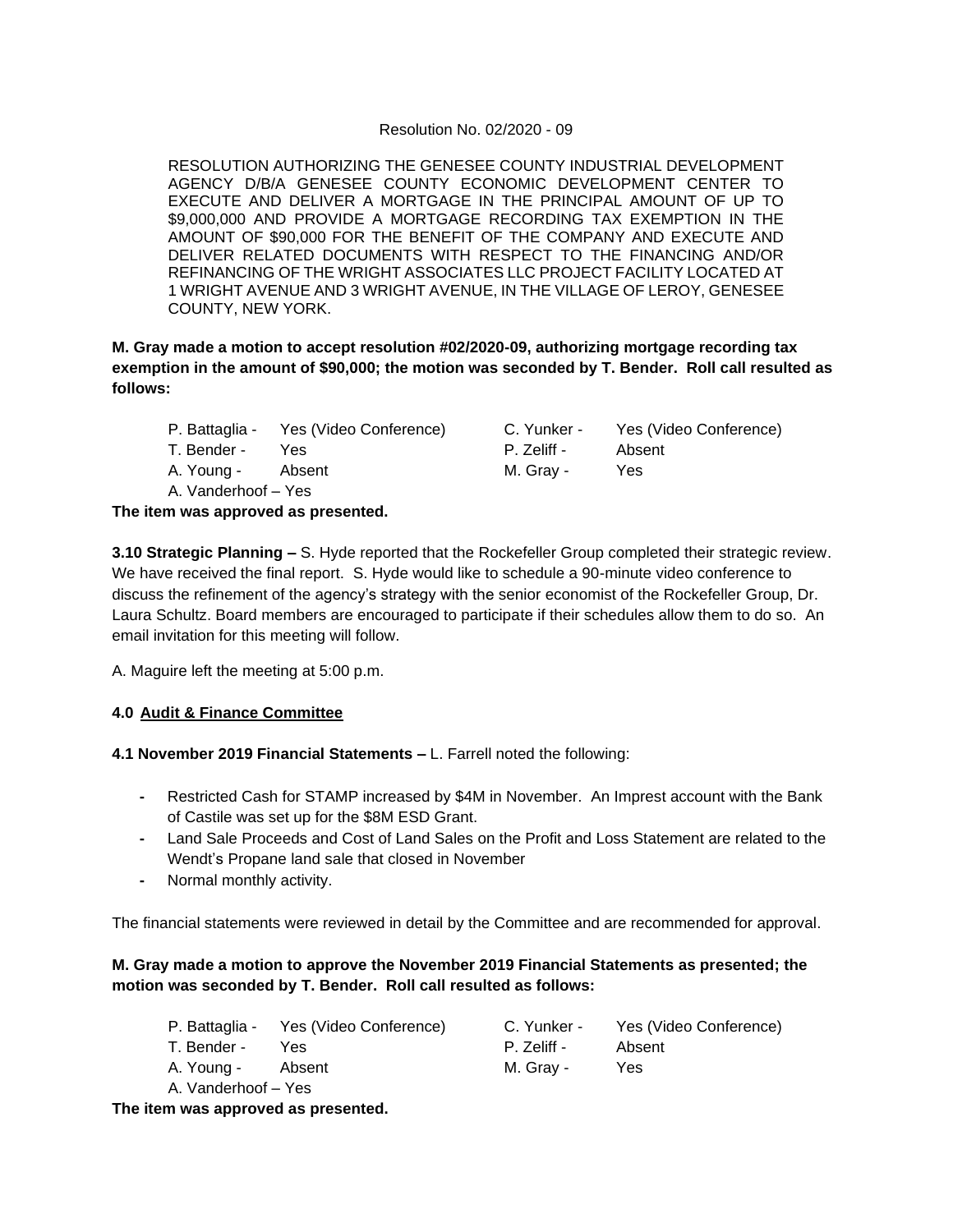Resolution No. 02/2020 - 09

RESOLUTION AUTHORIZING THE GENESEE COUNTY INDUSTRIAL DEVELOPMENT AGENCY D/B/A GENESEE COUNTY ECONOMIC DEVELOPMENT CENTER TO EXECUTE AND DELIVER A MORTGAGE IN THE PRINCIPAL AMOUNT OF UP TO $9,000,000 AND PROVIDE A MORTGAGE RECORDING TAX EXEMPTION IN THE AMOUNT OF $90,000 FOR THE BENEFIT OF THE COMPANY AND EXECUTE AND DELIVER RELATED DOCUMENTS WITH RESPECT TO THE FINANCING AND/OR REFINANCING OF THE WRIGHT ASSOCIATES LLC PROJECT FACILITY LOCATED AT 1 WRIGHT AVENUE AND 3 WRIGHT AVENUE, IN THE VILLAGE OF LEROY, GENESEE COUNTY, NEW YORK.

**M. Gray made a motion to accept resolution #02/2020-09, authorizing mortgage recording tax exemption in the amount of $90,000; the motion was seconded by T. Bender. Roll call resulted as follows:**

| | | | |
|---|---|---|---|
| P. Battaglia - | Yes (Video Conference) | C. Yunker - | Yes (Video Conference) |
| T. Bender - | Yes | P. Zeliff - | Absent |
| A. Young - | Absent | M. Gray - | Yes |
| A. Vanderhoof – Yes | | | |

**The item was approved as presented.**

**3.10 Strategic Planning –** S. Hyde reported that the Rockefeller Group completed their strategic review. We have received the final report. S. Hyde would like to schedule a 90-minute video conference to discuss the refinement of the agency's strategy with the senior economist of the Rockefeller Group, Dr. Laura Schultz. Board members are encouraged to participate if their schedules allow them to do so. An email invitation for this meeting will follow.

A. Maguire left the meeting at 5:00 p.m.

**4.0 <u>Audit & Finance Committee</u>**

**4.1 November 2019 Financial Statements –** L. Farrell noted the following:

- Restricted Cash for STAMP increased by $4M in November. An Imprest account with the Bank of Castile was set up for the $8M ESD Grant.
- Land Sale Proceeds and Cost of Land Sales on the Profit and Loss Statement are related to the Wendt's Propane land sale that closed in November
- Normal monthly activity.

The financial statements were reviewed in detail by the Committee and are recommended for approval.

**M. Gray made a motion to approve the November 2019 Financial Statements as presented; the motion was seconded by T. Bender. Roll call resulted as follows:**

| | | | |
|---|---|---|---|
| P. Battaglia - | Yes (Video Conference) | C. Yunker - | Yes (Video Conference) |
| T. Bender - | Yes | P. Zeliff - | Absent |
| A. Young - | Absent | M. Gray - | Yes |
| A. Vanderhoof – Yes | | | |

**The item was approved as presented.**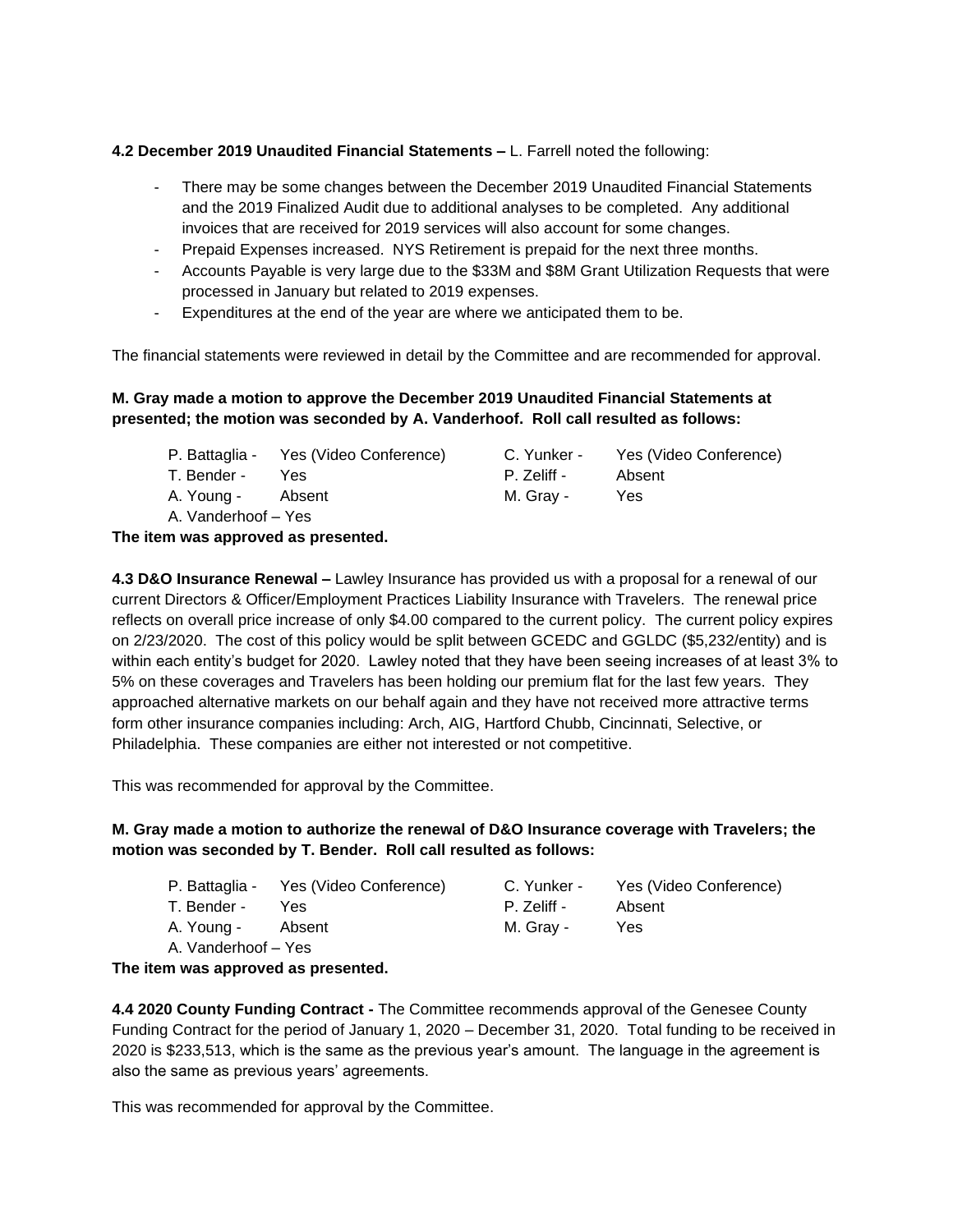**4.2 December 2019 Unaudited Financial Statements –** L. Farrell noted the following:

- There may be some changes between the December 2019 Unaudited Financial Statements and the 2019 Finalized Audit due to additional analyses to be completed. Any additional invoices that are received for 2019 services will also account for some changes.
- Prepaid Expenses increased. NYS Retirement is prepaid for the next three months.
- Accounts Payable is very large due to the $33M and $8M Grant Utilization Requests that were processed in January but related to 2019 expenses.
- Expenditures at the end of the year are where we anticipated them to be.

The financial statements were reviewed in detail by the Committee and are recommended for approval.

**M. Gray made a motion to approve the December 2019 Unaudited Financial Statements at presented; the motion was seconded by A. Vanderhoof. Roll call resulted as follows:**

| | | | |
|---|---|---|---|
| P. Battaglia - | Yes (Video Conference) | C. Yunker - | Yes (Video Conference) |
| T. Bender - | Yes | P. Zeliff - | Absent |
| A. Young - | Absent | M. Gray - | Yes |
| A. Vanderhoof – Yes | | | |

**The item was approved as presented.**

**4.3 D&O Insurance Renewal –** Lawley Insurance has provided us with a proposal for a renewal of our current Directors & Officer/Employment Practices Liability Insurance with Travelers. The renewal price reflects on overall price increase of only $4.00 compared to the current policy. The current policy expires on 2/23/2020. The cost of this policy would be split between GCEDC and GGLDC ($5,232/entity) and is within each entity's budget for 2020. Lawley noted that they have been seeing increases of at least 3% to 5% on these coverages and Travelers has been holding our premium flat for the last few years. They approached alternative markets on our behalf again and they have not received more attractive terms form other insurance companies including: Arch, AIG, Hartford Chubb, Cincinnati, Selective, or Philadelphia. These companies are either not interested or not competitive.

This was recommended for approval by the Committee.

**M. Gray made a motion to authorize the renewal of D&O Insurance coverage with Travelers; the motion was seconded by T. Bender. Roll call resulted as follows:**

| | | | |
|---|---|---|---|
| P. Battaglia - | Yes (Video Conference) | C. Yunker - | Yes (Video Conference) |
| T. Bender - | Yes | P. Zeliff - | Absent |
| A. Young - | Absent | M. Gray - | Yes |
| A. Vanderhoof – Yes | | | |

**The item was approved as presented.**

**4.4 2020 County Funding Contract -** The Committee recommends approval of the Genesee County Funding Contract for the period of January 1, 2020 – December 31, 2020. Total funding to be received in 2020 is $233,513, which is the same as the previous year's amount. The language in the agreement is also the same as previous years' agreements.

This was recommended for approval by the Committee.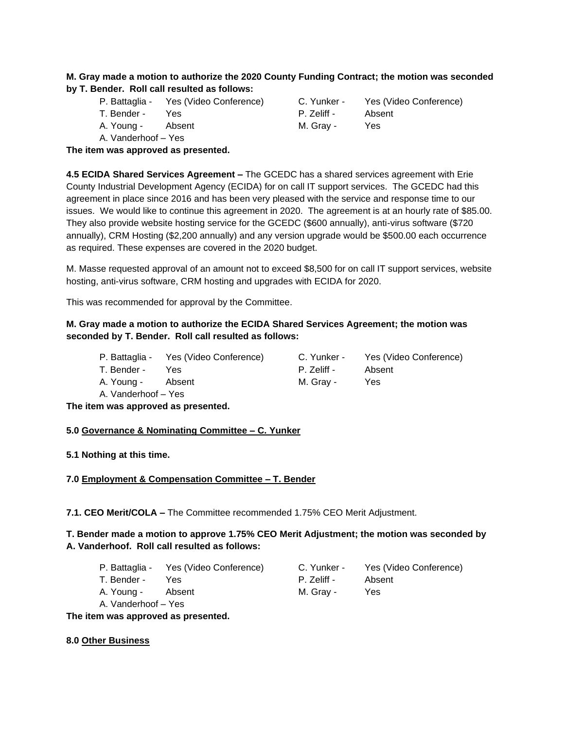**M. Gray made a motion to authorize the 2020 County Funding Contract; the motion was seconded by T. Bender. Roll call resulted as follows:**

| | | | |
|---|---|---|---|
| P. Battaglia - | Yes (Video Conference) | C. Yunker - | Yes (Video Conference) |
| T. Bender - | Yes | P. Zeliff - | Absent |
| A. Young - | Absent | M. Gray - | Yes |
| A. Vanderhoof – Yes | | | |

**The item was approved as presented.**

**4.5 ECIDA Shared Services Agreement –** The GCEDC has a shared services agreement with Erie County Industrial Development Agency (ECIDA) for on call IT support services. The GCEDC had this agreement in place since 2016 and has been very pleased with the service and response time to our issues. We would like to continue this agreement in 2020. The agreement is at an hourly rate of $85.00. They also provide website hosting service for the GCEDC ($600 annually), anti-virus software ($720 annually), CRM Hosting ($2,200 annually) and any version upgrade would be $500.00 each occurrence as required. These expenses are covered in the 2020 budget.

M. Masse requested approval of an amount not to exceed $8,500 for on call IT support services, website hosting, anti-virus software, CRM hosting and upgrades with ECIDA for 2020.

This was recommended for approval by the Committee.

**M. Gray made a motion to authorize the ECIDA Shared Services Agreement; the motion was seconded by T. Bender. Roll call resulted as follows:**

| | | | |
|---|---|---|---|
| P. Battaglia - | Yes (Video Conference) | C. Yunker - | Yes (Video Conference) |
| T. Bender - | Yes | P. Zeliff - | Absent |
| A. Young - | Absent | M. Gray - | Yes |
| A. Vanderhoof – Yes | | | |

**The item was approved as presented.**

**5.0 Governance & Nominating Committee – C. Yunker**

**5.1 Nothing at this time.**

**7.0 Employment & Compensation Committee – T. Bender**

**7.1. CEO Merit/COLA –** The Committee recommended 1.75% CEO Merit Adjustment.

**T. Bender made a motion to approve 1.75% CEO Merit Adjustment; the motion was seconded by A. Vanderhoof. Roll call resulted as follows:**

| | | | |
|---|---|---|---|
| P. Battaglia - | Yes (Video Conference) | C. Yunker - | Yes (Video Conference) |
| T. Bender - | Yes | P. Zeliff - | Absent |
| A. Young - | Absent | M. Gray - | Yes |
| A. Vanderhoof – Yes | | | |

**The item was approved as presented.**

**8.0 Other Business**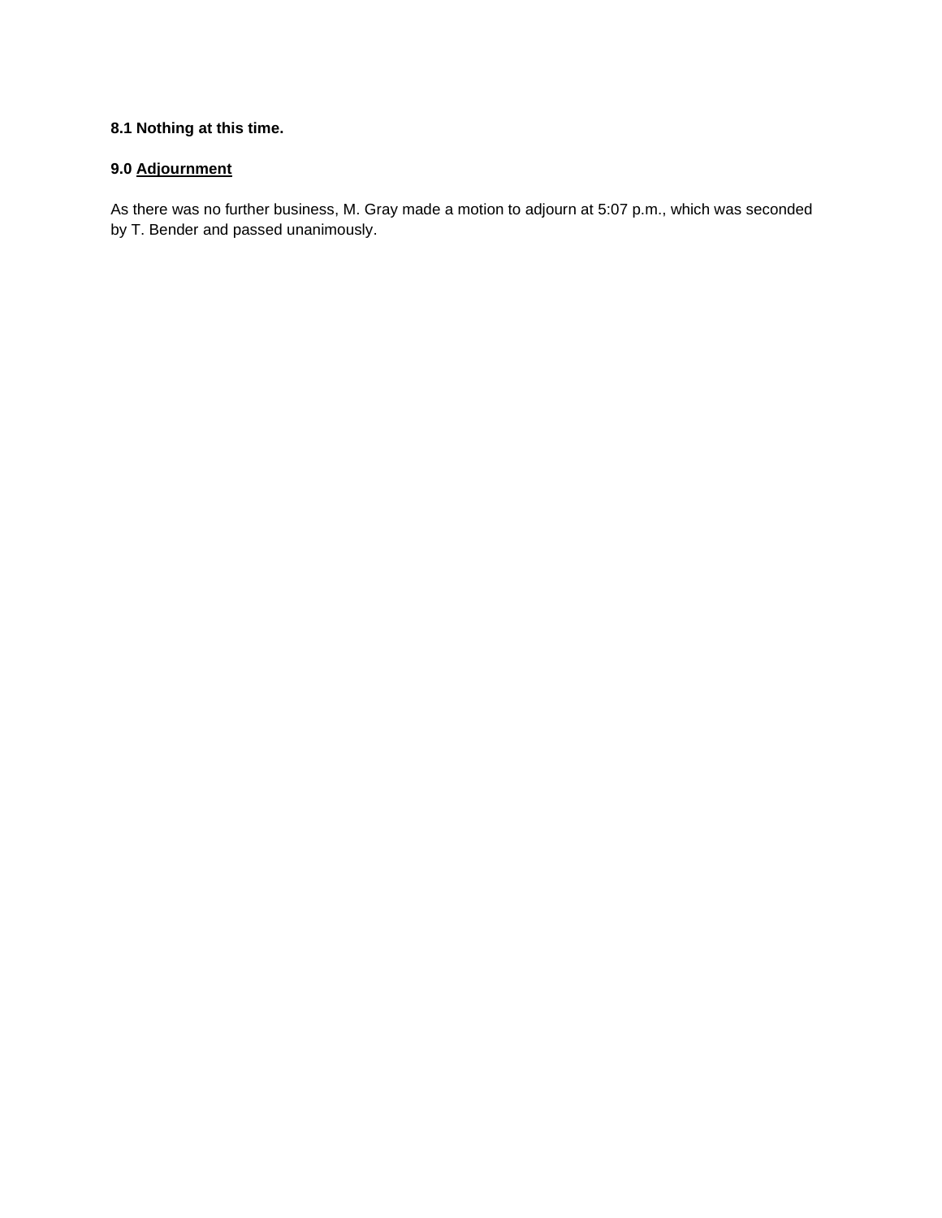**8.1 Nothing at this time.**

**9.0 <u>Adjournment</u>**

As there was no further business, M. Gray made a motion to adjourn at 5:07 p.m., which was seconded by T. Bender and passed unanimously.